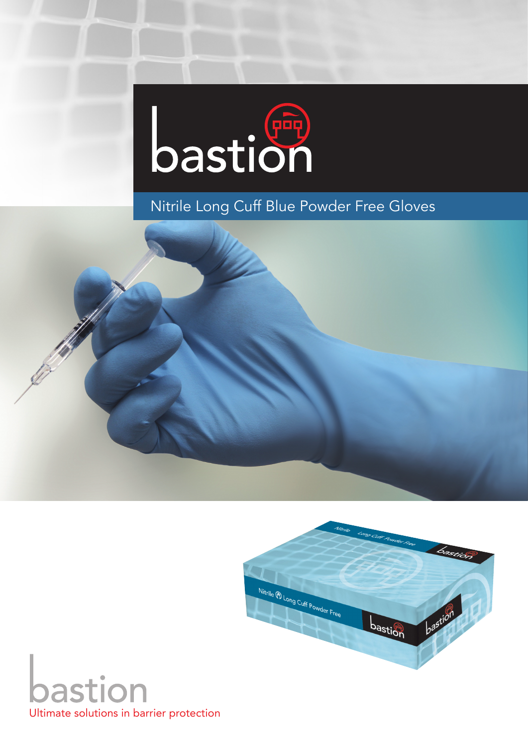# bastion

## Nitrile Long Cuff Blue Powder Free Gloves

bastion

Ultimate solutions in barrier protection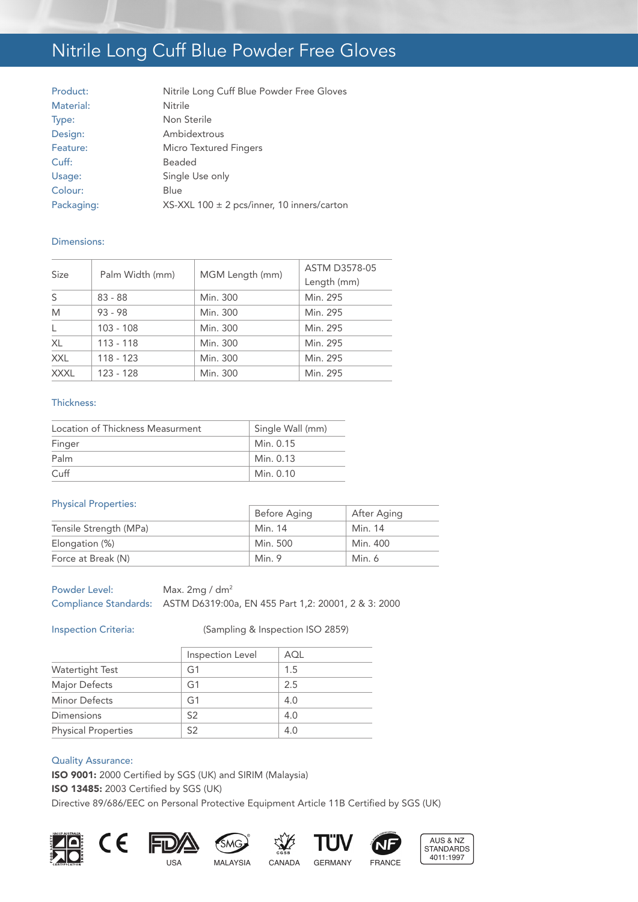# Nitrile Long Cuff Blue Powder Free Gloves

| | |
|---|---|
| Product: | Nitrile Long Cuff Blue Powder Free Gloves |
| Material: | Nitrile |
| Type: | Non Sterile |
| Design: | Ambidextrous |
| Feature: | Micro Textured Fingers |
| Cuff: | Beaded |
| Usage: | Single Use only |
| Colour: | Blue |
| Packaging: | XS-XXL 100 ± 2 pcs/inner, 10 inners/carton |

## Dimensions:

| Size | Palm Width (mm) | MGM Length (mm) | ASTM D3578-05 Length (mm) |
|---|---|---|---|
| S | 83 - 88 | Min. 300 | Min. 295 |
| M | 93 - 98 | Min. 300 | Min. 295 |
| L | 103 - 108 | Min. 300 | Min. 295 |
| XL | 113 - 118 | Min. 300 | Min. 295 |
| XXL | 118 - 123 | Min. 300 | Min. 295 |
| XXXL | 123 - 128 | Min. 300 | Min. 295 |

## Thickness:

| Location of Thickness Measurment | Single Wall (mm) |
|---|---|
| Finger | Min. 0.15 |
| Palm | Min. 0.13 |
| Cuff | Min. 0.10 |

## Physical Properties:

| | Before Aging | After Aging |
|---|---|---|
| Tensile Strength (MPa) | Min. 14 | Min. 14 |
| Elongation (%) | Min. 500 | Min. 400 |
| Force at Break (N) | Min. 9 | Min. 6 |

Powder Level: Max. 2mg / $dm^2$

Compliance Standards: ASTM D6319:00a, EN 455 Part 1,2: 20001, 2 & 3: 2000

Inspection Criteria: (Sampling & Inspection ISO 2859)

| | Inspection Level | AQL |
|---|---|---|
| Watertight Test | G1 | 1.5 |
| Major Defects | G1 | 2.5 |
| Minor Defects | G1 | 4.0 |
| Dimensions | S2 | 4.0 |
| Physical Properties | S2 | 4.0 |

## Quality Assurance:

**ISO 9001:** 2000 Certified by SGS (UK) and SIRIM (Malaysia)

**ISO 13485:** 2003 Certified by SGS (UK)

Directive 89/686/EEC on Personal Protective Equipment Article 11B Certified by SGS (UK)

USA MALAYSIA CANADA GERMANY FRANCE

AUS & NZ STANDARDS 4011:1997